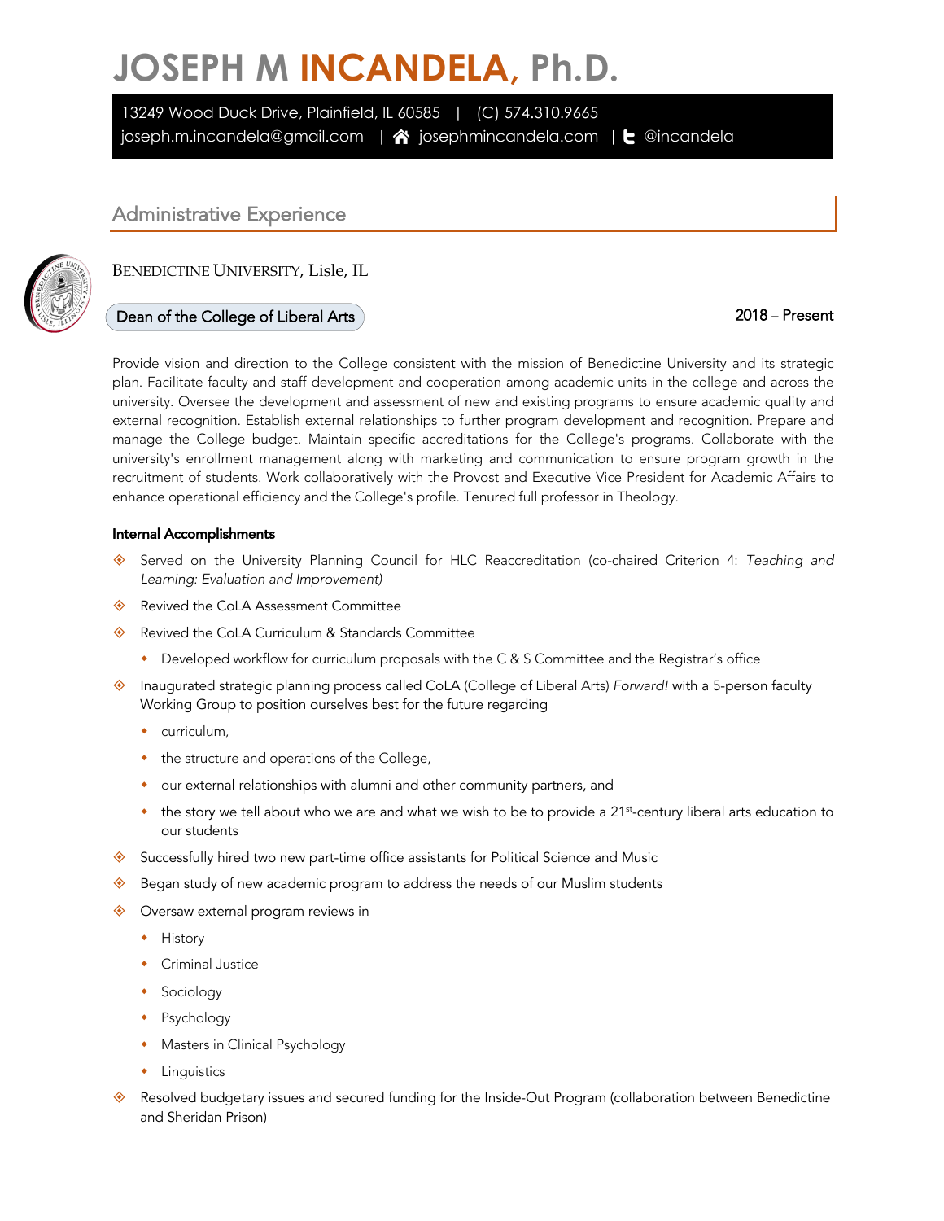# JOSEPH M INCANDELA, Ph.D.

13249 Wood Duck Drive, Plainfield, IL 60585 | (C) 574.310.9665
joseph.m.incandela@gmail.com | josephmincandela.com | @incandela

## Administrative Experience

BENEDICTINE UNIVERSITY, Lisle, IL

### Dean of the College of Liberal Arts — 2018 – Present

Provide vision and direction to the College consistent with the mission of Benedictine University and its strategic plan. Facilitate faculty and staff development and cooperation among academic units in the college and across the university. Oversee the development and assessment of new and existing programs to ensure academic quality and external recognition. Establish external relationships to further program development and recognition. Prepare and manage the College budget. Maintain specific accreditations for the College's programs. Collaborate with the university's enrollment management along with marketing and communication to ensure program growth in the recruitment of students. Work collaboratively with the Provost and Executive Vice President for Academic Affairs to enhance operational efficiency and the College's profile. Tenured full professor in Theology.

**Internal Accomplishments**

- Served on the University Planning Council for HLC Reaccreditation (co-chaired Criterion 4: *Teaching and Learning: Evaluation and Improvement)*
- Revived the CoLA Assessment Committee
- Revived the CoLA Curriculum & Standards Committee
  - Developed workflow for curriculum proposals with the C & S Committee and the Registrar's office
- Inaugurated strategic planning process called CoLA (College of Liberal Arts) *Forward!* with a 5-person faculty Working Group to position ourselves best for the future regarding
  - curriculum,
  - the structure and operations of the College,
  - our external relationships with alumni and other community partners, and
  - the story we tell about who we are and what we wish to be to provide a 21st-century liberal arts education to our students
- Successfully hired two new part-time office assistants for Political Science and Music
- Began study of new academic program to address the needs of our Muslim students
- Oversaw external program reviews in
  - History
  - Criminal Justice
  - Sociology
  - Psychology
  - Masters in Clinical Psychology
  - Linguistics
- Resolved budgetary issues and secured funding for the Inside-Out Program (collaboration between Benedictine and Sheridan Prison)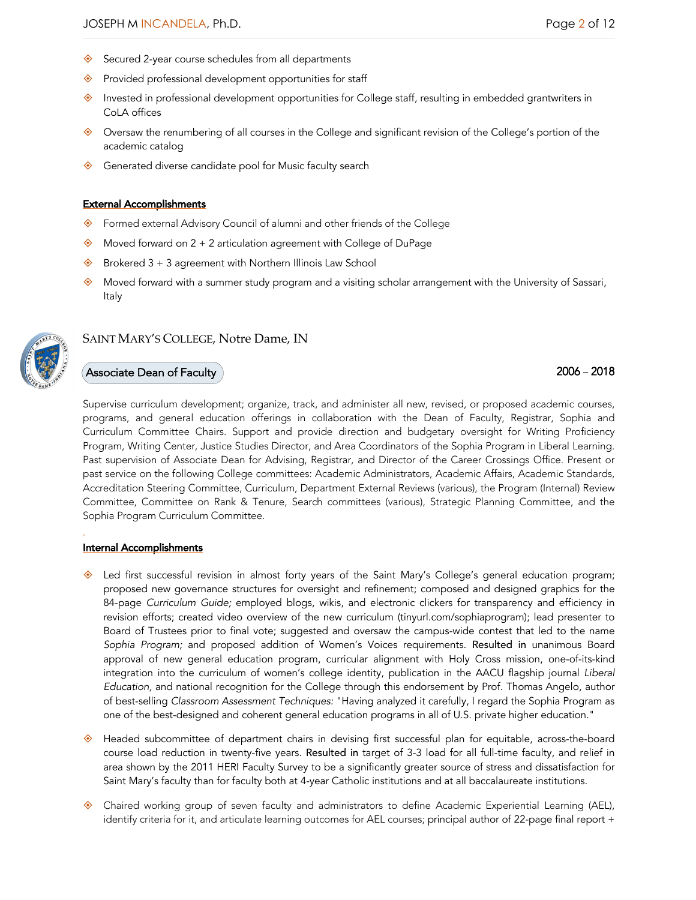- Secured 2-year course schedules from all departments
- Provided professional development opportunities for staff
- Invested in professional development opportunities for College staff, resulting in embedded grantwriters in CoLA offices
- Oversaw the renumbering of all courses in the College and significant revision of the College's portion of the academic catalog
- Generated diverse candidate pool for Music faculty search

**External Accomplishments**

- Formed external Advisory Council of alumni and other friends of the College
- Moved forward on 2 + 2 articulation agreement with College of DuPage
- Brokered 3 + 3 agreement with Northern Illinois Law School
- Moved forward with a summer study program and a visiting scholar arrangement with the University of Sassari, Italy

## SAINT MARY'S COLLEGE, Notre Dame, IN

### Associate Dean of Faculty — 2006 – 2018

Supervise curriculum development; organize, track, and administer all new, revised, or proposed academic courses, programs, and general education offerings in collaboration with the Dean of Faculty, Registrar, Sophia and Curriculum Committee Chairs. Support and provide direction and budgetary oversight for Writing Proficiency Program, Writing Center, Justice Studies Director, and Area Coordinators of the Sophia Program in Liberal Learning. Past supervision of Associate Dean for Advising, Registrar, and Director of the Career Crossings Office. Present or past service on the following College committees: Academic Administrators, Academic Affairs, Academic Standards, Accreditation Steering Committee, Curriculum, Department External Reviews (various), the Program (Internal) Review Committee, Committee on Rank & Tenure, Search committees (various), Strategic Planning Committee, and the Sophia Program Curriculum Committee.

**Internal Accomplishments**

- Led first successful revision in almost forty years of the Saint Mary's College's general education program; proposed new governance structures for oversight and refinement; composed and designed graphics for the 84-page *Curriculum Guide;* employed blogs, wikis, and electronic clickers for transparency and efficiency in revision efforts; created video overview of the new curriculum (tinyurl.com/sophiaprogram); lead presenter to Board of Trustees prior to final vote; suggested and oversaw the campus-wide contest that led to the name *Sophia Program;* and proposed addition of Women's Voices requirements. Resulted in unanimous Board approval of new general education program, curricular alignment with Holy Cross mission, one-of-its-kind integration into the curriculum of women's college identity, publication in the AACU flagship journal *Liberal Education*, and national recognition for the College through this endorsement by Prof. Thomas Angelo, author of best-selling *Classroom Assessment Techniques:* "Having analyzed it carefully, I regard the Sophia Program as one of the best-designed and coherent general education programs in all of U.S. private higher education."
- Headed subcommittee of department chairs in devising first successful plan for equitable, across-the-board course load reduction in twenty-five years. Resulted in target of 3-3 load for all full-time faculty, and relief in area shown by the 2011 HERI Faculty Survey to be a significantly greater source of stress and dissatisfaction for Saint Mary's faculty than for faculty both at 4-year Catholic institutions and at all baccalaureate institutions.
- Chaired working group of seven faculty and administrators to define Academic Experiential Learning (AEL), identify criteria for it, and articulate learning outcomes for AEL courses; principal author of 22-page final report +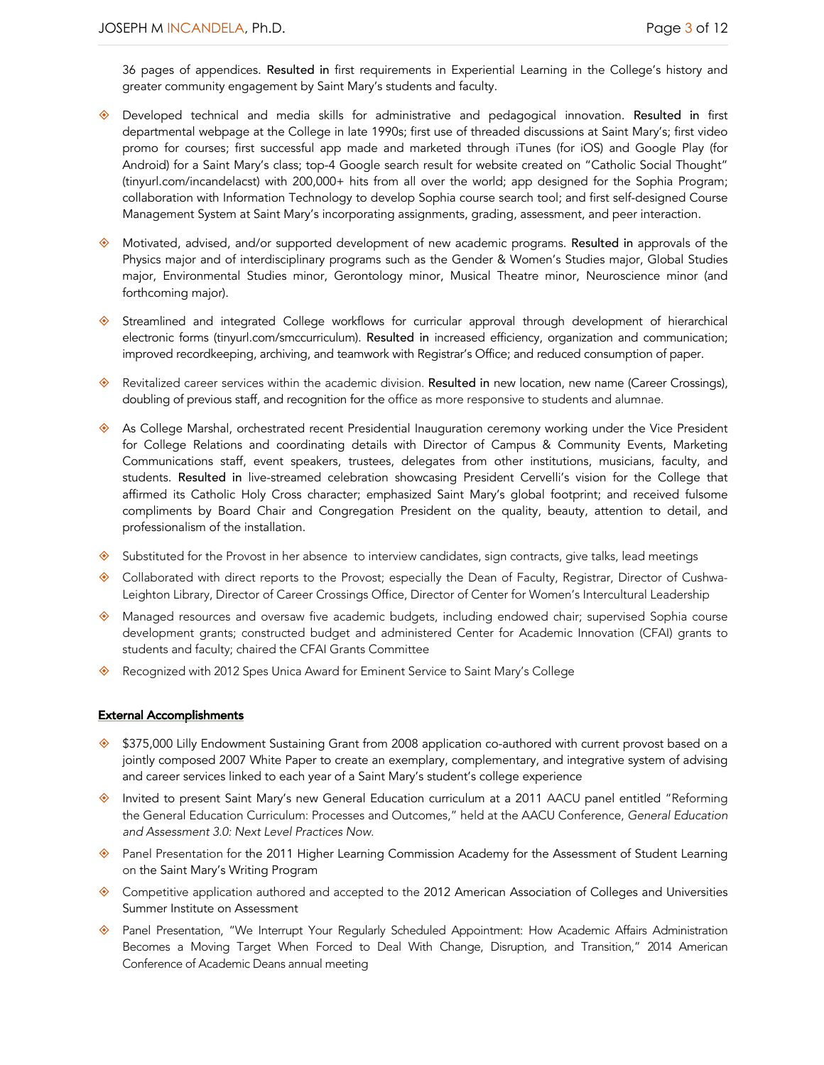36 pages of appendices. **Resulted in** first requirements in Experiential Learning in the College's history and greater community engagement by Saint Mary's students and faculty.

- Developed technical and media skills for administrative and pedagogical innovation. **Resulted in** first departmental webpage at the College in late 1990s; first use of threaded discussions at Saint Mary's; first video promo for courses; first successful app made and marketed through iTunes (for iOS) and Google Play (for Android) for a Saint Mary's class; top-4 Google search result for website created on "Catholic Social Thought" (tinyurl.com/incandelacst) with 200,000+ hits from all over the world; app designed for the Sophia Program; collaboration with Information Technology to develop Sophia course search tool; and first self-designed Course Management System at Saint Mary's incorporating assignments, grading, assessment, and peer interaction.

- Motivated, advised, and/or supported development of new academic programs. **Resulted in** approvals of the Physics major and of interdisciplinary programs such as the Gender & Women's Studies major, Global Studies major, Environmental Studies minor, Gerontology minor, Musical Theatre minor, Neuroscience minor (and forthcoming major).

- Streamlined and integrated College workflows for curricular approval through development of hierarchical electronic forms (tinyurl.com/smccurriculum). **Resulted in** increased efficiency, organization and communication; improved recordkeeping, archiving, and teamwork with Registrar's Office; and reduced consumption of paper.

- Revitalized career services within the academic division. **Resulted in** new location, new name (Career Crossings), doubling of previous staff, and recognition for the office as more responsive to students and alumnae.

- As College Marshal, orchestrated recent Presidential Inauguration ceremony working under the Vice President for College Relations and coordinating details with Director of Campus & Community Events, Marketing Communications staff, event speakers, trustees, delegates from other institutions, musicians, faculty, and students. **Resulted in** live-streamed celebration showcasing President Cervelli's vision for the College that affirmed its Catholic Holy Cross character; emphasized Saint Mary's global footprint; and received fulsome compliments by Board Chair and Congregation President on the quality, beauty, attention to detail, and professionalism of the installation.

- Substituted for the Provost in her absence to interview candidates, sign contracts, give talks, lead meetings

- Collaborated with direct reports to the Provost; especially the Dean of Faculty, Registrar, Director of Cushwa-Leighton Library, Director of Career Crossings Office, Director of Center for Women's Intercultural Leadership

- Managed resources and oversaw five academic budgets, including endowed chair; supervised Sophia course development grants; constructed budget and administered Center for Academic Innovation (CFAI) grants to students and faculty; chaired the CFAI Grants Committee

- Recognized with 2012 Spes Unica Award for Eminent Service to Saint Mary's College

**External Accomplishments**

- $375,000 Lilly Endowment Sustaining Grant from 2008 application co-authored with current provost based on a jointly composed 2007 White Paper to create an exemplary, complementary, and integrative system of advising and career services linked to each year of a Saint Mary's student's college experience

- Invited to present Saint Mary's new General Education curriculum at a 2011 AACU panel entitled "Reforming the General Education Curriculum: Processes and Outcomes," held at the AACU Conference, *General Education and Assessment 3.0: Next Level Practices Now.*

- Panel Presentation for the 2011 Higher Learning Commission Academy for the Assessment of Student Learning on the Saint Mary's Writing Program

- Competitive application authored and accepted to the 2012 American Association of Colleges and Universities Summer Institute on Assessment

- Panel Presentation, "We Interrupt Your Regularly Scheduled Appointment: How Academic Affairs Administration Becomes a Moving Target When Forced to Deal With Change, Disruption, and Transition," 2014 American Conference of Academic Deans annual meeting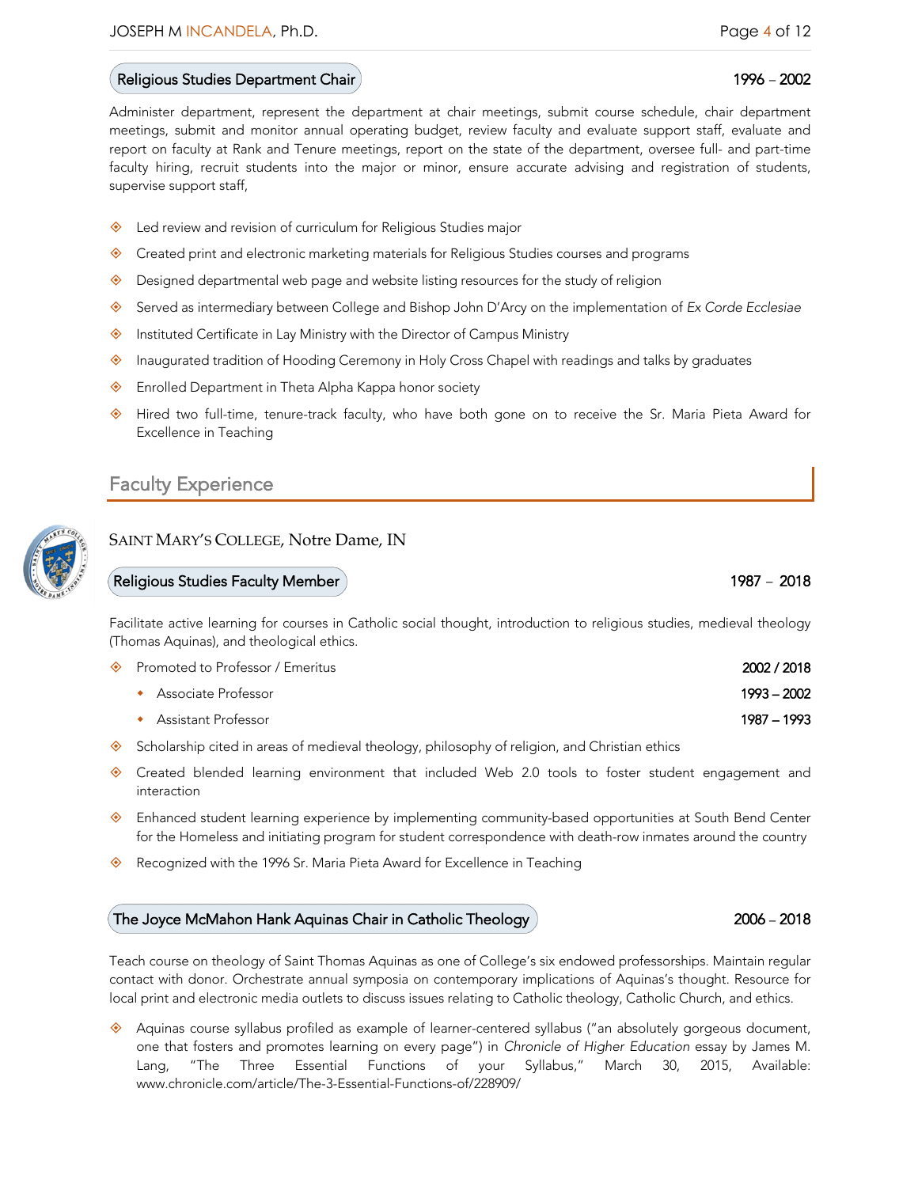### Religious Studies Department Chair — 1996 – 2002

Administer department, represent the department at chair meetings, submit course schedule, chair department meetings, submit and monitor annual operating budget, review faculty and evaluate support staff, evaluate and report on faculty at Rank and Tenure meetings, report on the state of the department, oversee full- and part-time faculty hiring, recruit students into the major or minor, ensure accurate advising and registration of students, supervise support staff,

- Led review and revision of curriculum for Religious Studies major
- Created print and electronic marketing materials for Religious Studies courses and programs
- Designed departmental web page and website listing resources for the study of religion
- Served as intermediary between College and Bishop John D'Arcy on the implementation of *Ex Corde Ecclesiae*
- Instituted Certificate in Lay Ministry with the Director of Campus Ministry
- Inaugurated tradition of Hooding Ceremony in Holy Cross Chapel with readings and talks by graduates
- Enrolled Department in Theta Alpha Kappa honor society
- Hired two full-time, tenure-track faculty, who have both gone on to receive the Sr. Maria Pieta Award for Excellence in Teaching

## Faculty Experience

SAINT MARY'S COLLEGE, Notre Dame, IN

### Religious Studies Faculty Member — 1987 – 2018

Facilitate active learning for courses in Catholic social thought, introduction to religious studies, medieval theology (Thomas Aquinas), and theological ethics.

- Promoted to Professor / Emeritus — 2002 / 2018
  - Associate Professor — 1993 – 2002
  - Assistant Professor — 1987 – 1993
- Scholarship cited in areas of medieval theology, philosophy of religion, and Christian ethics
- Created blended learning environment that included Web 2.0 tools to foster student engagement and interaction
- Enhanced student learning experience by implementing community-based opportunities at South Bend Center for the Homeless and initiating program for student correspondence with death-row inmates around the country
- Recognized with the 1996 Sr. Maria Pieta Award for Excellence in Teaching

### The Joyce McMahon Hank Aquinas Chair in Catholic Theology — 2006 – 2018

Teach course on theology of Saint Thomas Aquinas as one of College's six endowed professorships. Maintain regular contact with donor. Orchestrate annual symposia on contemporary implications of Aquinas's thought. Resource for local print and electronic media outlets to discuss issues relating to Catholic theology, Catholic Church, and ethics.

- Aquinas course syllabus profiled as example of learner-centered syllabus ("an absolutely gorgeous document, one that fosters and promotes learning on every page") in *Chronicle of Higher Education* essay by James M. Lang, "The Three Essential Functions of your Syllabus," March 30, 2015, Available: www.chronicle.com/article/The-3-Essential-Functions-of/228909/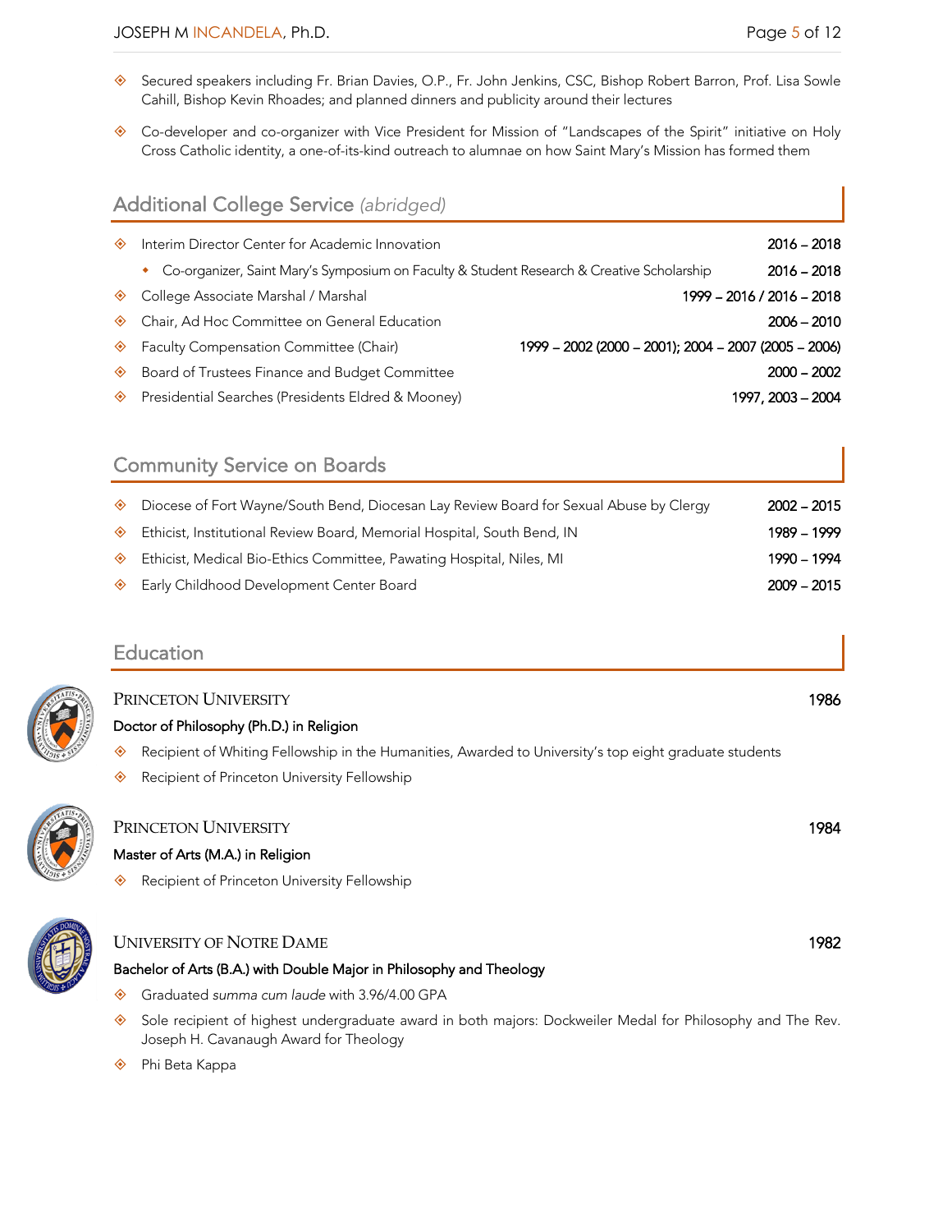- Secured speakers including Fr. Brian Davies, O.P., Fr. John Jenkins, CSC, Bishop Robert Barron, Prof. Lisa Sowle Cahill, Bishop Kevin Rhoades; and planned dinners and publicity around their lectures
- Co-developer and co-organizer with Vice President for Mission of "Landscapes of the Spirit" initiative on Holy Cross Catholic identity, a one-of-its-kind outreach to alumnae on how Saint Mary's Mission has formed them

## Additional College Service *(abridged)*

- Interim Director Center for Academic Innovation — **2016 – 2018**
  - Co-organizer, Saint Mary's Symposium on Faculty & Student Research & Creative Scholarship — **2016 – 2018**
- College Associate Marshal / Marshal — **1999 – 2016 / 2016 – 2018**
- Chair, Ad Hoc Committee on General Education — **2006 – 2010**
- Faculty Compensation Committee (Chair) — **1999 – 2002 (2000 – 2001); 2004 – 2007 (2005 – 2006)**
- Board of Trustees Finance and Budget Committee — **2000 – 2002**
- Presidential Searches (Presidents Eldred & Mooney) — **1997, 2003 – 2004**

## Community Service on Boards

- Diocese of Fort Wayne/South Bend, Diocesan Lay Review Board for Sexual Abuse by Clergy — **2002 – 2015**
- Ethicist, Institutional Review Board, Memorial Hospital, South Bend, IN — **1989 – 1999**
- Ethicist, Medical Bio-Ethics Committee, Pawating Hospital, Niles, MI — **1990 – 1994**
- Early Childhood Development Center Board — **2009 – 2015**

## Education

### PRINCETON UNIVERSITY — 1986

**Doctor of Philosophy (Ph.D.) in Religion**

- Recipient of Whiting Fellowship in the Humanities, Awarded to University's top eight graduate students
- Recipient of Princeton University Fellowship

### PRINCETON UNIVERSITY — 1984

**Master of Arts (M.A.) in Religion**

- Recipient of Princeton University Fellowship

### UNIVERSITY OF NOTRE DAME — 1982

**Bachelor of Arts (B.A.) with Double Major in Philosophy and Theology**

- Graduated *summa cum laude* with 3.96/4.00 GPA
- Sole recipient of highest undergraduate award in both majors: Dockweiler Medal for Philosophy and The Rev. Joseph H. Cavanaugh Award for Theology
- Phi Beta Kappa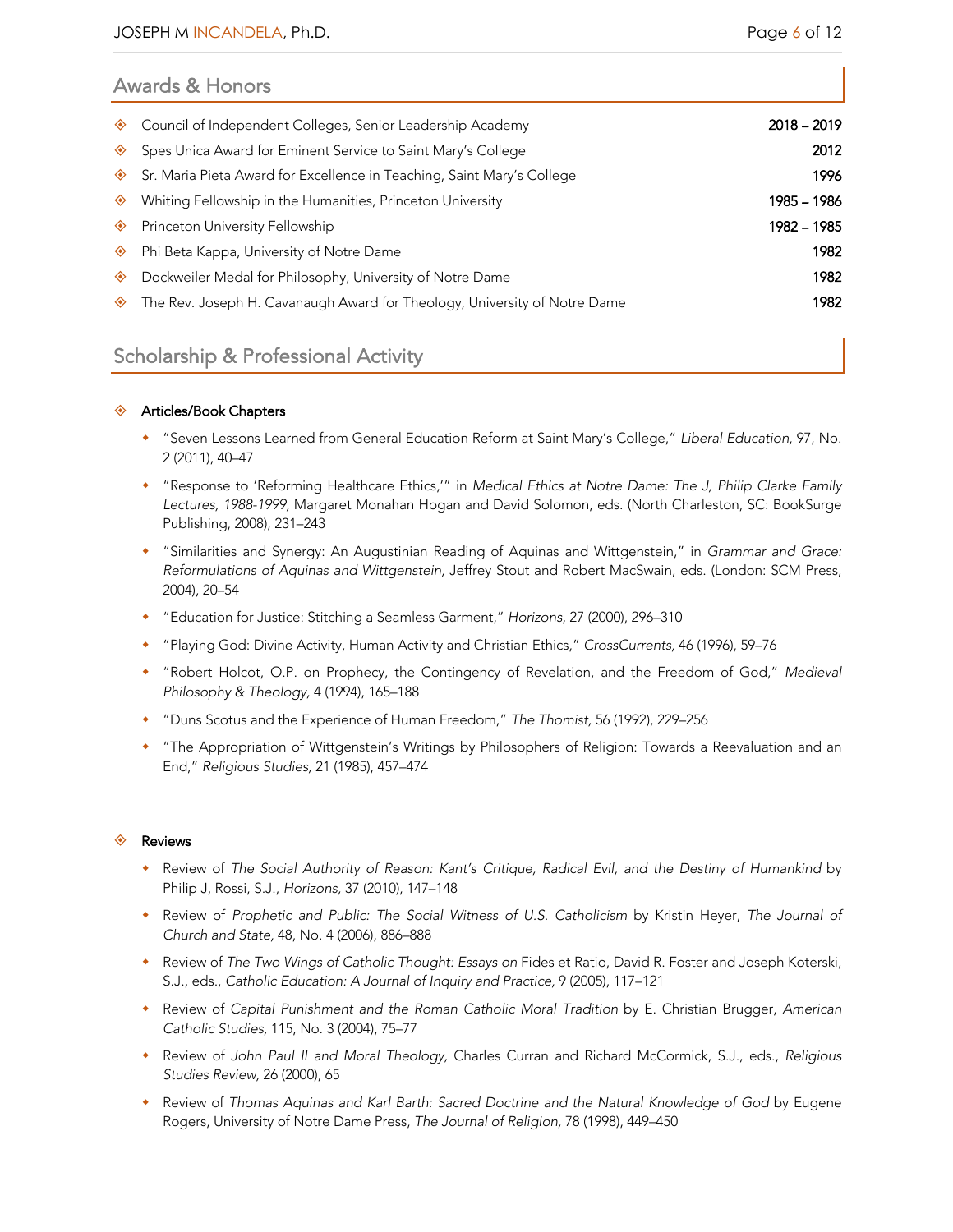## Awards & Honors

- Council of Independent Colleges, Senior Leadership Academy **2018 – 2019**
- Spes Unica Award for Eminent Service to Saint Mary's College **2012**
- Sr. Maria Pieta Award for Excellence in Teaching, Saint Mary's College **1996**
- Whiting Fellowship in the Humanities, Princeton University **1985 – 1986**
- Princeton University Fellowship **1982 – 1985**
- Phi Beta Kappa, University of Notre Dame **1982**
- Dockweiler Medal for Philosophy, University of Notre Dame **1982**
- The Rev. Joseph H. Cavanaugh Award for Theology, University of Notre Dame **1982**

## Scholarship & Professional Activity

### Articles/Book Chapters

- "Seven Lessons Learned from General Education Reform at Saint Mary's College," *Liberal Education,* 97, No. 2 (2011), 40–47
- "Response to 'Reforming Healthcare Ethics,'" in *Medical Ethics at Notre Dame: The J, Philip Clarke Family Lectures, 1988-1999,* Margaret Monahan Hogan and David Solomon, eds. (North Charleston, SC: BookSurge Publishing, 2008), 231–243
- "Similarities and Synergy: An Augustinian Reading of Aquinas and Wittgenstein," in *Grammar and Grace: Reformulations of Aquinas and Wittgenstein,* Jeffrey Stout and Robert MacSwain, eds. (London: SCM Press, 2004), 20–54
- "Education for Justice: Stitching a Seamless Garment," *Horizons,* 27 (2000), 296–310
- "Playing God: Divine Activity, Human Activity and Christian Ethics," *CrossCurrents,* 46 (1996), 59–76
- "Robert Holcot, O.P. on Prophecy, the Contingency of Revelation, and the Freedom of God," *Medieval Philosophy & Theology,* 4 (1994), 165–188
- "Duns Scotus and the Experience of Human Freedom," *The Thomist,* 56 (1992), 229–256
- "The Appropriation of Wittgenstein's Writings by Philosophers of Religion: Towards a Reevaluation and an End," *Religious Studies,* 21 (1985), 457–474

### Reviews

- Review of *The Social Authority of Reason: Kant's Critique, Radical Evil, and the Destiny of Humankind* by Philip J, Rossi, S.J., *Horizons,* 37 (2010), 147–148
- Review of *Prophetic and Public: The Social Witness of U.S. Catholicism* by Kristin Heyer, *The Journal of Church and State,* 48, No. 4 (2006), 886–888
- Review of *The Two Wings of Catholic Thought: Essays on* Fides et Ratio, David R. Foster and Joseph Koterski, S.J., eds., *Catholic Education: A Journal of Inquiry and Practice,* 9 (2005), 117–121
- Review of *Capital Punishment and the Roman Catholic Moral Tradition* by E. Christian Brugger, *American Catholic Studies,* 115, No. 3 (2004), 75–77
- Review of *John Paul II and Moral Theology,* Charles Curran and Richard McCormick, S.J., eds., *Religious Studies Review,* 26 (2000), 65
- Review of *Thomas Aquinas and Karl Barth: Sacred Doctrine and the Natural Knowledge of God* by Eugene Rogers, University of Notre Dame Press, *The Journal of Religion,* 78 (1998), 449–450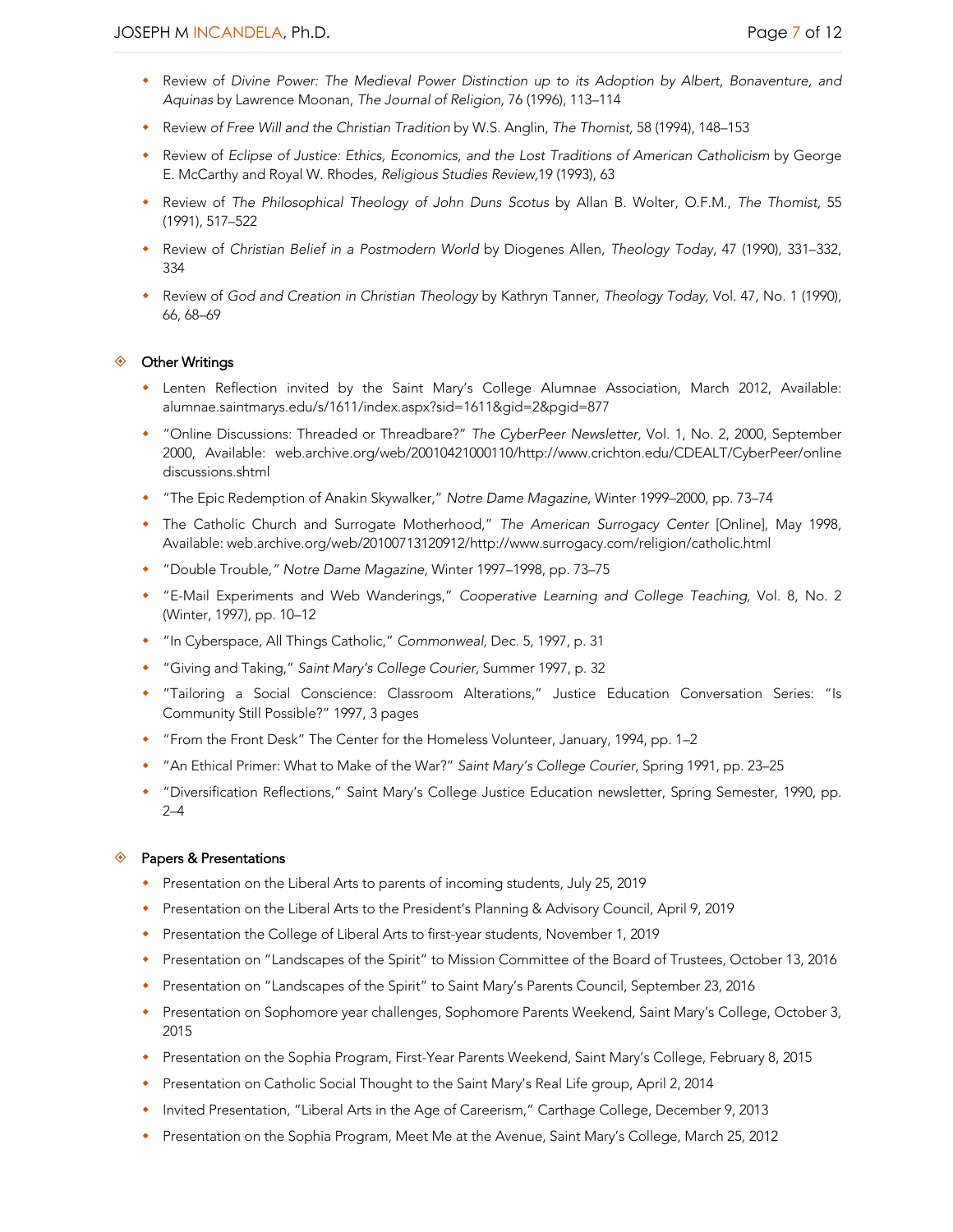- Review of *Divine Power: The Medieval Power Distinction up to its Adoption by Albert, Bonaventure, and Aquinas* by Lawrence Moonan, *The Journal of Religion*, 76 (1996), 113–114
- Review *of Free Will and the Christian Tradition* by W.S. Anglin, *The Thomist*, 58 (1994), 148–153
- Review of *Eclipse of Justice: Ethics, Economics, and the Lost Traditions of American Catholicism* by George E. McCarthy and Royal W. Rhodes, *Religious Studies Review*,19 (1993), 63
- Review of *The Philosophical Theology of John Duns Scotus* by Allan B. Wolter, O.F.M., *The Thomist*, 55 (1991), 517–522
- Review of *Christian Belief in a Postmodern World* by Diogenes Allen, *Theology Today*, 47 (1990), 331–332, 334
- Review of *God and Creation in Christian Theology* by Kathryn Tanner, *Theology Today*, Vol. 47, No. 1 (1990), 66, 68–69

## Other Writings

- Lenten Reflection invited by the Saint Mary's College Alumnae Association, March 2012, Available: alumnae.saintmarys.edu/s/1611/index.aspx?sid=1611&gid=2&pgid=877
- "Online Discussions: Threaded or Threadbare?" *The CyberPeer Newsletter*, Vol. 1, No. 2, 2000, September 2000, Available: web.archive.org/web/20010421000110/http://www.crichton.edu/CDEALT/CyberPeer/onlinediscussions.shtml
- "The Epic Redemption of Anakin Skywalker," *Notre Dame Magazine*, Winter 1999–2000, pp. 73–74
- The Catholic Church and Surrogate Motherhood," *The American Surrogacy Center* [Online], May 1998, Available: web.archive.org/web/20100713120912/http://www.surrogacy.com/religion/catholic.html
- "Double Trouble*," Notre Dame Magazine*, Winter 1997–1998, pp. 73–75
- "E-Mail Experiments and Web Wanderings," *Cooperative Learning and College Teaching*, Vol. 8, No. 2 (Winter, 1997), pp. 10–12
- "In Cyberspace, All Things Catholic," *Commonweal*, Dec. 5, 1997, p. 31
- "Giving and Taking," *Saint Mary's College Courier*, Summer 1997, p. 32
- "Tailoring a Social Conscience: Classroom Alterations," Justice Education Conversation Series: "Is Community Still Possible?" 1997, 3 pages
- "From the Front Desk" The Center for the Homeless Volunteer, January, 1994, pp. 1–2
- "An Ethical Primer: What to Make of the War?" *Saint Mary's College Courier*, Spring 1991, pp. 23–25
- "Diversification Reflections," Saint Mary's College Justice Education newsletter, Spring Semester, 1990, pp. 2–4

## Papers & Presentations

- Presentation on the Liberal Arts to parents of incoming students, July 25, 2019
- Presentation on the Liberal Arts to the President's Planning & Advisory Council, April 9, 2019
- Presentation the College of Liberal Arts to first-year students, November 1, 2019
- Presentation on "Landscapes of the Spirit" to Mission Committee of the Board of Trustees, October 13, 2016
- Presentation on "Landscapes of the Spirit" to Saint Mary's Parents Council, September 23, 2016
- Presentation on Sophomore year challenges, Sophomore Parents Weekend, Saint Mary's College, October 3, 2015
- Presentation on the Sophia Program, First-Year Parents Weekend, Saint Mary's College, February 8, 2015
- Presentation on Catholic Social Thought to the Saint Mary's Real Life group, April 2, 2014
- Invited Presentation, "Liberal Arts in the Age of Careerism," Carthage College, December 9, 2013
- Presentation on the Sophia Program, Meet Me at the Avenue, Saint Mary's College, March 25, 2012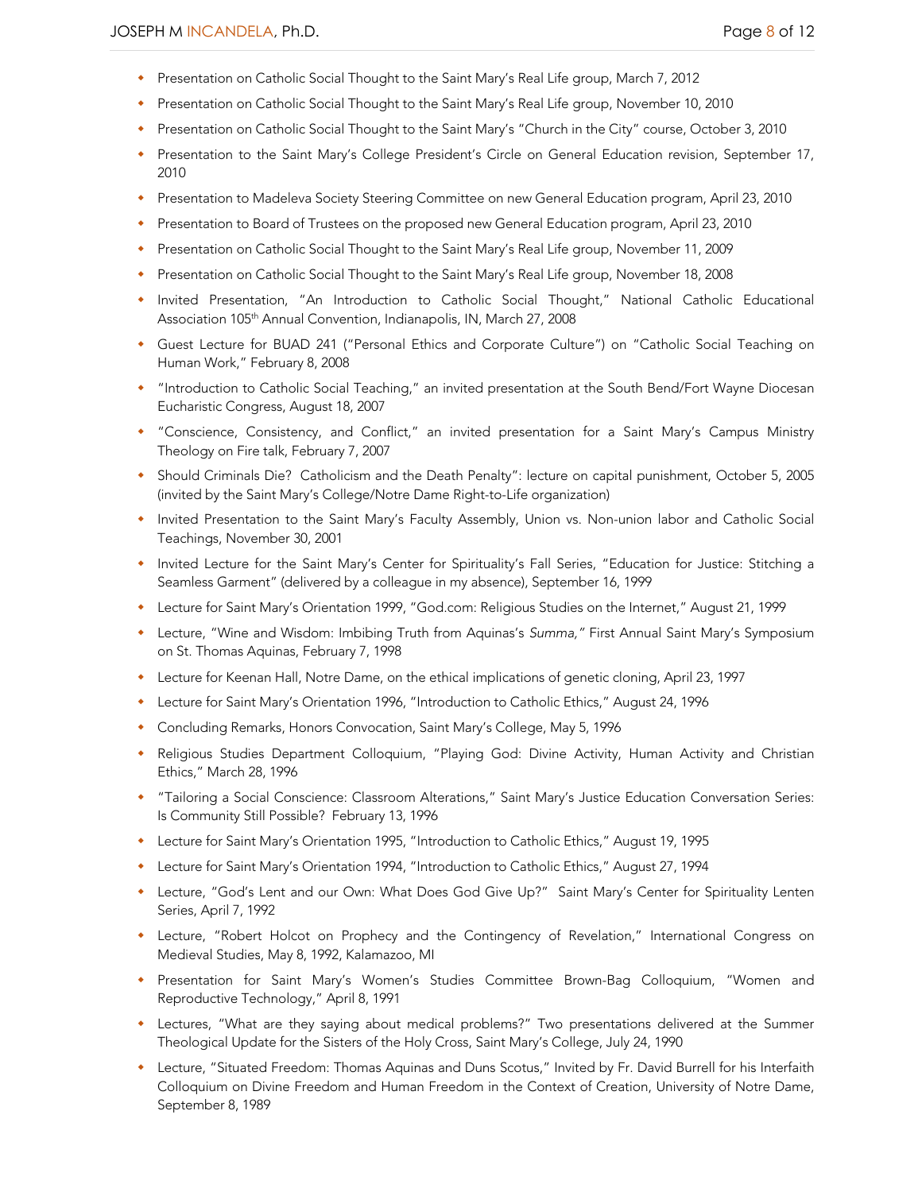- Presentation on Catholic Social Thought to the Saint Mary's Real Life group, March 7, 2012
- Presentation on Catholic Social Thought to the Saint Mary's Real Life group, November 10, 2010
- Presentation on Catholic Social Thought to the Saint Mary's "Church in the City" course, October 3, 2010
- Presentation to the Saint Mary's College President's Circle on General Education revision, September 17, 2010
- Presentation to Madeleva Society Steering Committee on new General Education program, April 23, 2010
- Presentation to Board of Trustees on the proposed new General Education program, April 23, 2010
- Presentation on Catholic Social Thought to the Saint Mary's Real Life group, November 11, 2009
- Presentation on Catholic Social Thought to the Saint Mary's Real Life group, November 18, 2008
- Invited Presentation, "An Introduction to Catholic Social Thought," National Catholic Educational Association 105th Annual Convention, Indianapolis, IN, March 27, 2008
- Guest Lecture for BUAD 241 ("Personal Ethics and Corporate Culture") on "Catholic Social Teaching on Human Work," February 8, 2008
- "Introduction to Catholic Social Teaching," an invited presentation at the South Bend/Fort Wayne Diocesan Eucharistic Congress, August 18, 2007
- "Conscience, Consistency, and Conflict," an invited presentation for a Saint Mary's Campus Ministry Theology on Fire talk, February 7, 2007
- Should Criminals Die? Catholicism and the Death Penalty": lecture on capital punishment, October 5, 2005 (invited by the Saint Mary's College/Notre Dame Right-to-Life organization)
- Invited Presentation to the Saint Mary's Faculty Assembly, Union vs. Non-union labor and Catholic Social Teachings, November 30, 2001
- Invited Lecture for the Saint Mary's Center for Spirituality's Fall Series, "Education for Justice: Stitching a Seamless Garment" (delivered by a colleague in my absence), September 16, 1999
- Lecture for Saint Mary's Orientation 1999, "God.com: Religious Studies on the Internet," August 21, 1999
- Lecture, "Wine and Wisdom: Imbibing Truth from Aquinas's *Summa,"* First Annual Saint Mary's Symposium on St. Thomas Aquinas, February 7, 1998
- Lecture for Keenan Hall, Notre Dame, on the ethical implications of genetic cloning, April 23, 1997
- Lecture for Saint Mary's Orientation 1996, "Introduction to Catholic Ethics," August 24, 1996
- Concluding Remarks, Honors Convocation, Saint Mary's College, May 5, 1996
- Religious Studies Department Colloquium, "Playing God: Divine Activity, Human Activity and Christian Ethics," March 28, 1996
- "Tailoring a Social Conscience: Classroom Alterations," Saint Mary's Justice Education Conversation Series: Is Community Still Possible? February 13, 1996
- Lecture for Saint Mary's Orientation 1995, "Introduction to Catholic Ethics," August 19, 1995
- Lecture for Saint Mary's Orientation 1994, "Introduction to Catholic Ethics," August 27, 1994
- Lecture, "God's Lent and our Own: What Does God Give Up?" Saint Mary's Center for Spirituality Lenten Series, April 7, 1992
- Lecture, "Robert Holcot on Prophecy and the Contingency of Revelation," International Congress on Medieval Studies, May 8, 1992, Kalamazoo, MI
- Presentation for Saint Mary's Women's Studies Committee Brown-Bag Colloquium, "Women and Reproductive Technology," April 8, 1991
- Lectures, "What are they saying about medical problems?" Two presentations delivered at the Summer Theological Update for the Sisters of the Holy Cross, Saint Mary's College, July 24, 1990
- Lecture, "Situated Freedom: Thomas Aquinas and Duns Scotus," Invited by Fr. David Burrell for his Interfaith Colloquium on Divine Freedom and Human Freedom in the Context of Creation, University of Notre Dame, September 8, 1989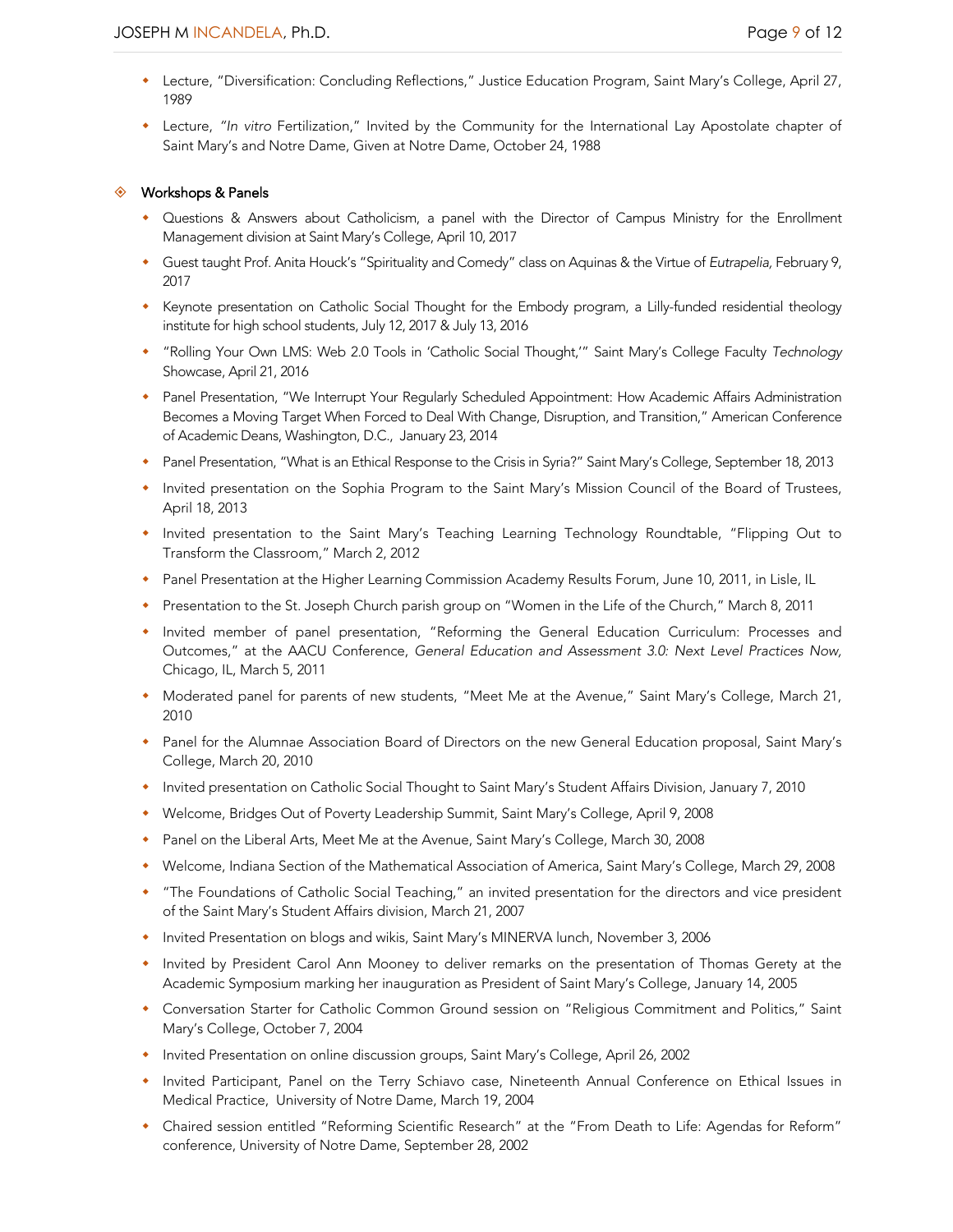- Lecture, "Diversification: Concluding Reflections," Justice Education Program, Saint Mary's College, April 27, 1989
- Lecture, "*In vitro* Fertilization," Invited by the Community for the International Lay Apostolate chapter of Saint Mary's and Notre Dame, Given at Notre Dame, October 24, 1988

### Workshops & Panels

- Questions & Answers about Catholicism, a panel with the Director of Campus Ministry for the Enrollment Management division at Saint Mary's College, April 10, 2017
- Guest taught Prof. Anita Houck's "Spirituality and Comedy" class on Aquinas & the Virtue of *Eutrapelia*, February 9, 2017
- Keynote presentation on Catholic Social Thought for the Embody program, a Lilly-funded residential theology institute for high school students, July 12, 2017 & July 13, 2016
- "Rolling Your Own LMS: Web 2.0 Tools in 'Catholic Social Thought,'" Saint Mary's College Faculty *Technology* Showcase, April 21, 2016
- Panel Presentation, "We Interrupt Your Regularly Scheduled Appointment: How Academic Affairs Administration Becomes a Moving Target When Forced to Deal With Change, Disruption, and Transition," American Conference of Academic Deans, Washington, D.C., January 23, 2014
- Panel Presentation, "What is an Ethical Response to the Crisis in Syria?" Saint Mary's College, September 18, 2013
- Invited presentation on the Sophia Program to the Saint Mary's Mission Council of the Board of Trustees, April 18, 2013
- Invited presentation to the Saint Mary's Teaching Learning Technology Roundtable, "Flipping Out to Transform the Classroom," March 2, 2012
- Panel Presentation at the Higher Learning Commission Academy Results Forum, June 10, 2011, in Lisle, IL
- Presentation to the St. Joseph Church parish group on "Women in the Life of the Church," March 8, 2011
- Invited member of panel presentation, "Reforming the General Education Curriculum: Processes and Outcomes," at the AACU Conference, *General Education and Assessment 3.0: Next Level Practices Now*, Chicago, IL, March 5, 2011
- Moderated panel for parents of new students, "Meet Me at the Avenue," Saint Mary's College, March 21, 2010
- Panel for the Alumnae Association Board of Directors on the new General Education proposal, Saint Mary's College, March 20, 2010
- Invited presentation on Catholic Social Thought to Saint Mary's Student Affairs Division, January 7, 2010
- Welcome, Bridges Out of Poverty Leadership Summit, Saint Mary's College, April 9, 2008
- Panel on the Liberal Arts, Meet Me at the Avenue, Saint Mary's College, March 30, 2008
- Welcome, Indiana Section of the Mathematical Association of America, Saint Mary's College, March 29, 2008
- "The Foundations of Catholic Social Teaching," an invited presentation for the directors and vice president of the Saint Mary's Student Affairs division, March 21, 2007
- Invited Presentation on blogs and wikis, Saint Mary's MINERVA lunch, November 3, 2006
- Invited by President Carol Ann Mooney to deliver remarks on the presentation of Thomas Gerety at the Academic Symposium marking her inauguration as President of Saint Mary's College, January 14, 2005
- Conversation Starter for Catholic Common Ground session on "Religious Commitment and Politics," Saint Mary's College, October 7, 2004
- Invited Presentation on online discussion groups, Saint Mary's College, April 26, 2002
- Invited Participant, Panel on the Terry Schiavo case, Nineteenth Annual Conference on Ethical Issues in Medical Practice, University of Notre Dame, March 19, 2004
- Chaired session entitled "Reforming Scientific Research" at the "From Death to Life: Agendas for Reform" conference, University of Notre Dame, September 28, 2002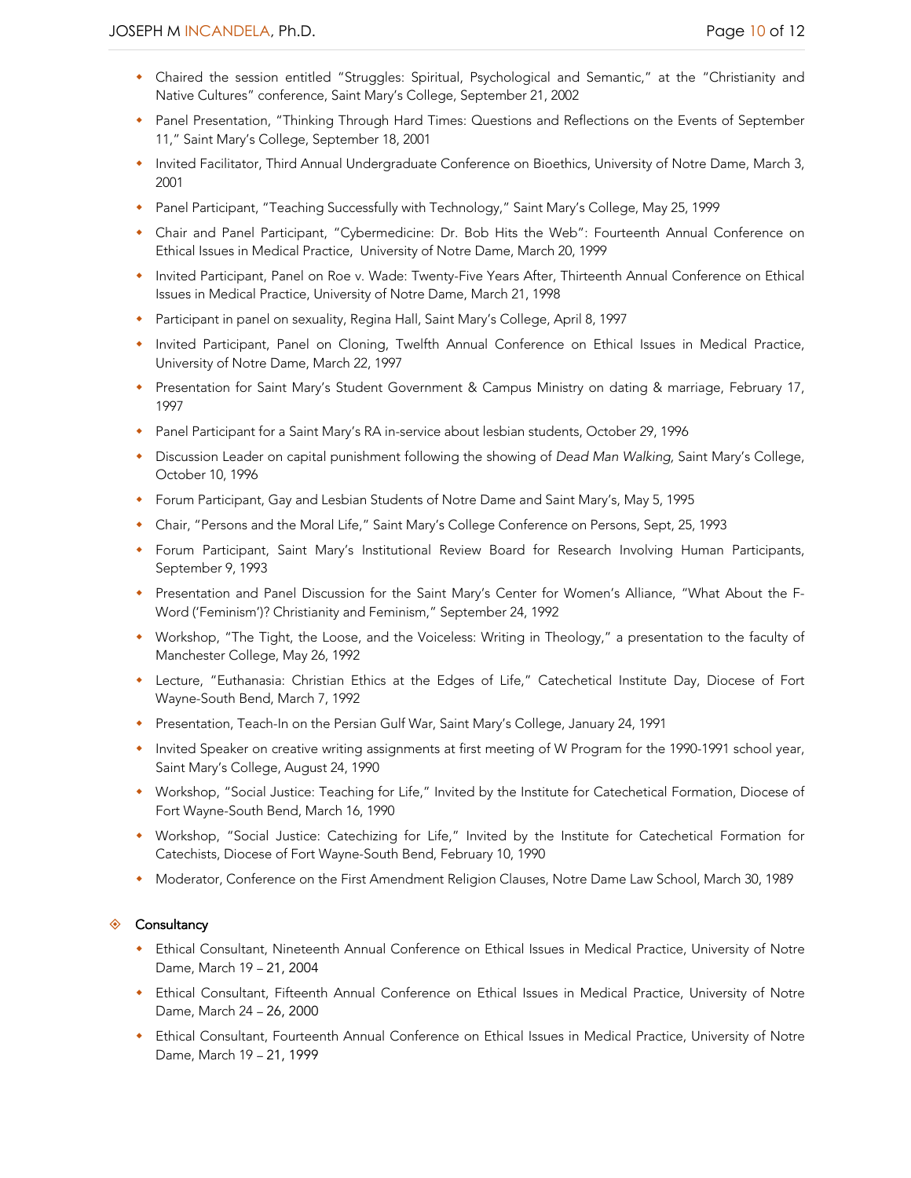- Chaired the session entitled "Struggles: Spiritual, Psychological and Semantic," at the "Christianity and Native Cultures" conference, Saint Mary's College, September 21, 2002
- Panel Presentation, "Thinking Through Hard Times: Questions and Reflections on the Events of September 11," Saint Mary's College, September 18, 2001
- Invited Facilitator, Third Annual Undergraduate Conference on Bioethics, University of Notre Dame, March 3, 2001
- Panel Participant, "Teaching Successfully with Technology," Saint Mary's College, May 25, 1999
- Chair and Panel Participant, "Cybermedicine: Dr. Bob Hits the Web": Fourteenth Annual Conference on Ethical Issues in Medical Practice, University of Notre Dame, March 20, 1999
- Invited Participant, Panel on Roe v. Wade: Twenty-Five Years After, Thirteenth Annual Conference on Ethical Issues in Medical Practice, University of Notre Dame, March 21, 1998
- Participant in panel on sexuality, Regina Hall, Saint Mary's College, April 8, 1997
- Invited Participant, Panel on Cloning, Twelfth Annual Conference on Ethical Issues in Medical Practice, University of Notre Dame, March 22, 1997
- Presentation for Saint Mary's Student Government & Campus Ministry on dating & marriage, February 17, 1997
- Panel Participant for a Saint Mary's RA in-service about lesbian students, October 29, 1996
- Discussion Leader on capital punishment following the showing of *Dead Man Walking,* Saint Mary's College, October 10, 1996
- Forum Participant, Gay and Lesbian Students of Notre Dame and Saint Mary's, May 5, 1995
- Chair, "Persons and the Moral Life," Saint Mary's College Conference on Persons, Sept, 25, 1993
- Forum Participant, Saint Mary's Institutional Review Board for Research Involving Human Participants, September 9, 1993
- Presentation and Panel Discussion for the Saint Mary's Center for Women's Alliance, "What About the F-Word ('Feminism')? Christianity and Feminism," September 24, 1992
- Workshop, "The Tight, the Loose, and the Voiceless: Writing in Theology," a presentation to the faculty of Manchester College, May 26, 1992
- Lecture, "Euthanasia: Christian Ethics at the Edges of Life," Catechetical Institute Day, Diocese of Fort Wayne-South Bend, March 7, 1992
- Presentation, Teach-In on the Persian Gulf War, Saint Mary's College, January 24, 1991
- Invited Speaker on creative writing assignments at first meeting of W Program for the 1990-1991 school year, Saint Mary's College, August 24, 1990
- Workshop, "Social Justice: Teaching for Life," Invited by the Institute for Catechetical Formation, Diocese of Fort Wayne-South Bend, March 16, 1990
- Workshop, "Social Justice: Catechizing for Life," Invited by the Institute for Catechetical Formation for Catechists, Diocese of Fort Wayne-South Bend, February 10, 1990
- Moderator, Conference on the First Amendment Religion Clauses, Notre Dame Law School, March 30, 1989

## Consultancy

- Ethical Consultant, Nineteenth Annual Conference on Ethical Issues in Medical Practice, University of Notre Dame, March 19 – 21, 2004
- Ethical Consultant, Fifteenth Annual Conference on Ethical Issues in Medical Practice, University of Notre Dame, March 24 – 26, 2000
- Ethical Consultant, Fourteenth Annual Conference on Ethical Issues in Medical Practice, University of Notre Dame, March 19 – 21, 1999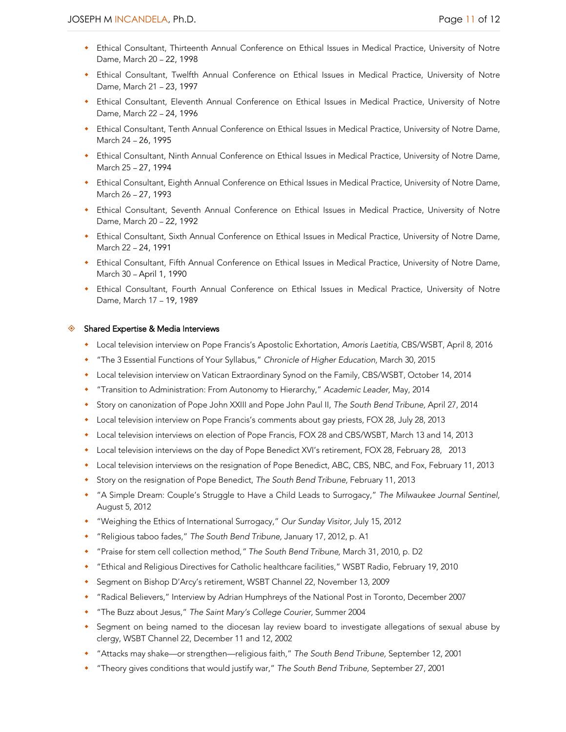- Ethical Consultant, Thirteenth Annual Conference on Ethical Issues in Medical Practice, University of Notre Dame, March 20 – 22, 1998
- Ethical Consultant, Twelfth Annual Conference on Ethical Issues in Medical Practice, University of Notre Dame, March 21 – 23, 1997
- Ethical Consultant, Eleventh Annual Conference on Ethical Issues in Medical Practice, University of Notre Dame, March 22 – 24, 1996
- Ethical Consultant, Tenth Annual Conference on Ethical Issues in Medical Practice, University of Notre Dame, March 24 – 26, 1995
- Ethical Consultant, Ninth Annual Conference on Ethical Issues in Medical Practice, University of Notre Dame, March 25 – 27, 1994
- Ethical Consultant, Eighth Annual Conference on Ethical Issues in Medical Practice, University of Notre Dame, March 26 – 27, 1993
- Ethical Consultant, Seventh Annual Conference on Ethical Issues in Medical Practice, University of Notre Dame, March 20 – 22, 1992
- Ethical Consultant, Sixth Annual Conference on Ethical Issues in Medical Practice, University of Notre Dame, March 22 – 24, 1991
- Ethical Consultant, Fifth Annual Conference on Ethical Issues in Medical Practice, University of Notre Dame, March 30 – April 1, 1990
- Ethical Consultant, Fourth Annual Conference on Ethical Issues in Medical Practice, University of Notre Dame, March 17 – 19, 1989

## Shared Expertise & Media Interviews

- Local television interview on Pope Francis's Apostolic Exhortation, *Amoris Laetitia*, CBS/WSBT, April 8, 2016
- "The 3 Essential Functions of Your Syllabus," *Chronicle of Higher Education*, March 30, 2015
- Local television interview on Vatican Extraordinary Synod on the Family, CBS/WSBT, October 14, 2014
- "Transition to Administration: From Autonomy to Hierarchy," *Academic Leader,* May, 2014
- Story on canonization of Pope John XXIII and Pope John Paul II, *The South Bend Tribune,* April 27, 2014
- Local television interview on Pope Francis's comments about gay priests, FOX 28, July 28, 2013
- Local television interviews on election of Pope Francis, FOX 28 and CBS/WSBT, March 13 and 14, 2013
- Local television interviews on the day of Pope Benedict XVI's retirement, FOX 28, February 28, 2013
- Local television interviews on the resignation of Pope Benedict, ABC, CBS, NBC, and Fox, February 11, 2013
- Story on the resignation of Pope Benedict, *The South Bend Tribune,* February 11, 2013
- "A Simple Dream: Couple's Struggle to Have a Child Leads to Surrogacy," *The Milwaukee Journal Sentinel,* August 5, 2012
- "Weighing the Ethics of International Surrogacy," *Our Sunday Visitor,* July 15, 2012
- "Religious taboo fades," *The South Bend Tribune,* January 17, 2012, p. A1
- "Praise for stem cell collection method," *The South Bend Tribune,* March 31, 2010, p. D2
- "Ethical and Religious Directives for Catholic healthcare facilities," WSBT Radio, February 19, 2010
- Segment on Bishop D'Arcy's retirement, WSBT Channel 22, November 13, 2009
- "Radical Believers," Interview by Adrian Humphreys of the National Post in Toronto, December 2007
- "The Buzz about Jesus," *The Saint Mary's College Courier,* Summer 2004
- Segment on being named to the diocesan lay review board to investigate allegations of sexual abuse by clergy, WSBT Channel 22, December 11 and 12, 2002
- "Attacks may shake—or strengthen—religious faith," *The South Bend Tribune,* September 12, 2001
- "Theory gives conditions that would justify war," *The South Bend Tribune,* September 27, 2001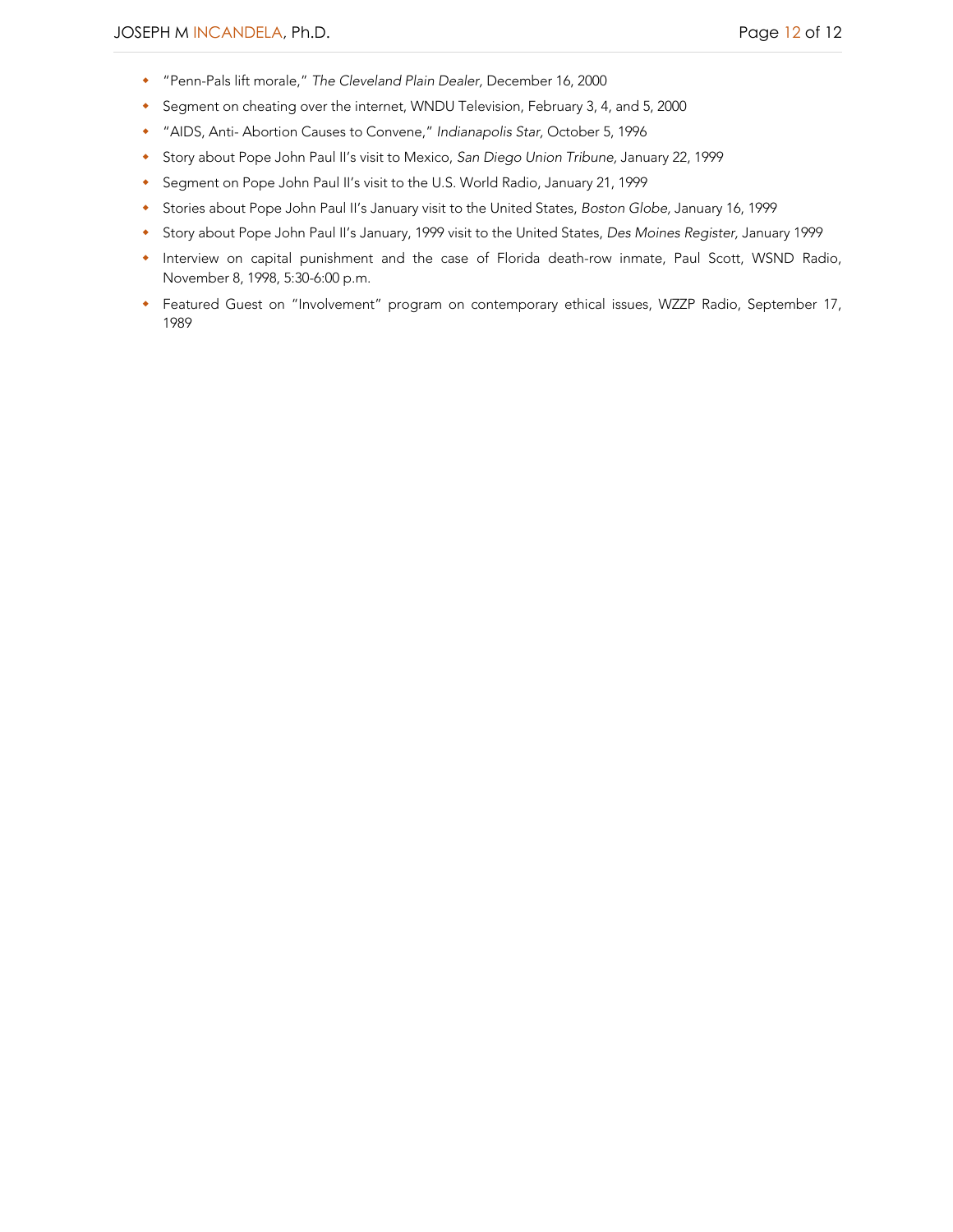- "Penn-Pals lift morale," *The Cleveland Plain Dealer*, December 16, 2000
- Segment on cheating over the internet, WNDU Television, February 3, 4, and 5, 2000
- "AIDS, Anti- Abortion Causes to Convene," *Indianapolis Star*, October 5, 1996
- Story about Pope John Paul II's visit to Mexico, *San Diego Union Tribune*, January 22, 1999
- Segment on Pope John Paul II's visit to the U.S. World Radio, January 21, 1999
- Stories about Pope John Paul II's January visit to the United States, *Boston Globe*, January 16, 1999
- Story about Pope John Paul II's January, 1999 visit to the United States, *Des Moines Register*, January 1999
- Interview on capital punishment and the case of Florida death-row inmate, Paul Scott, WSND Radio, November 8, 1998, 5:30-6:00 p.m.
- Featured Guest on "Involvement" program on contemporary ethical issues, WZZP Radio, September 17, 1989